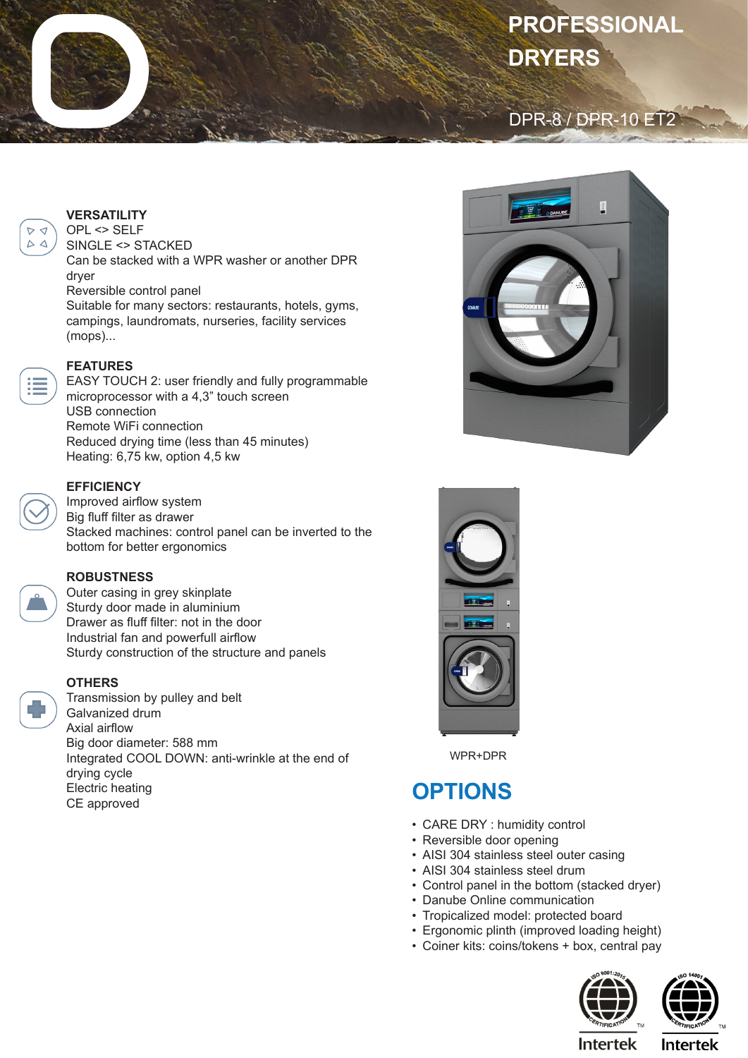# PROFESSIONAL DRYERS

## DPR-8 / DPR-10 ET2

### VERSATILITY

OPL <> SELF
SINGLE <> STACKED
Can be stacked with a WPR washer or another DPR dryer
Reversible control panel
Suitable for many sectors: restaurants, hotels, gyms, campings, laundromats, nurseries, facility services (mops)...

### FEATURES

EASY TOUCH 2: user friendly and fully programmable microprocessor with a 4,3” touch screen
USB connection
Remote WiFi connection
Reduced drying time (less than 45 minutes)
Heating: 6,75 kw, option 4,5 kw

### EFFICIENCY

Improved airflow system
Big fluff filter as drawer
Stacked machines: control panel can be inverted to the bottom for better ergonomics

### ROBUSTNESS

Outer casing in grey skinplate
Sturdy door made in aluminium
Drawer as fluff filter: not in the door
Industrial fan and powerfull airflow
Sturdy construction of the structure and panels

### OTHERS

Transmission by pulley and belt
Galvanized drum
Axial airflow
Big door diameter: 588 mm
Integrated COOL DOWN: anti-wrinkle at the end of drying cycle
Electric heating
CE approved

WPR+DPR

## OPTIONS

- CARE DRY : humidity control
- Reversible door opening
- AISI 304 stainless steel outer casing
- AISI 304 stainless steel drum
- Control panel in the bottom (stacked dryer)
- Danube Online communication
- Tropicalized model: protected board
- Ergonomic plinth (improved loading height)
- Coiner kits: coins/tokens + box, central pay

ISO 9001:2015 CERTIFICATION Intertek
ISO 14001 CERTIFICATION Intertek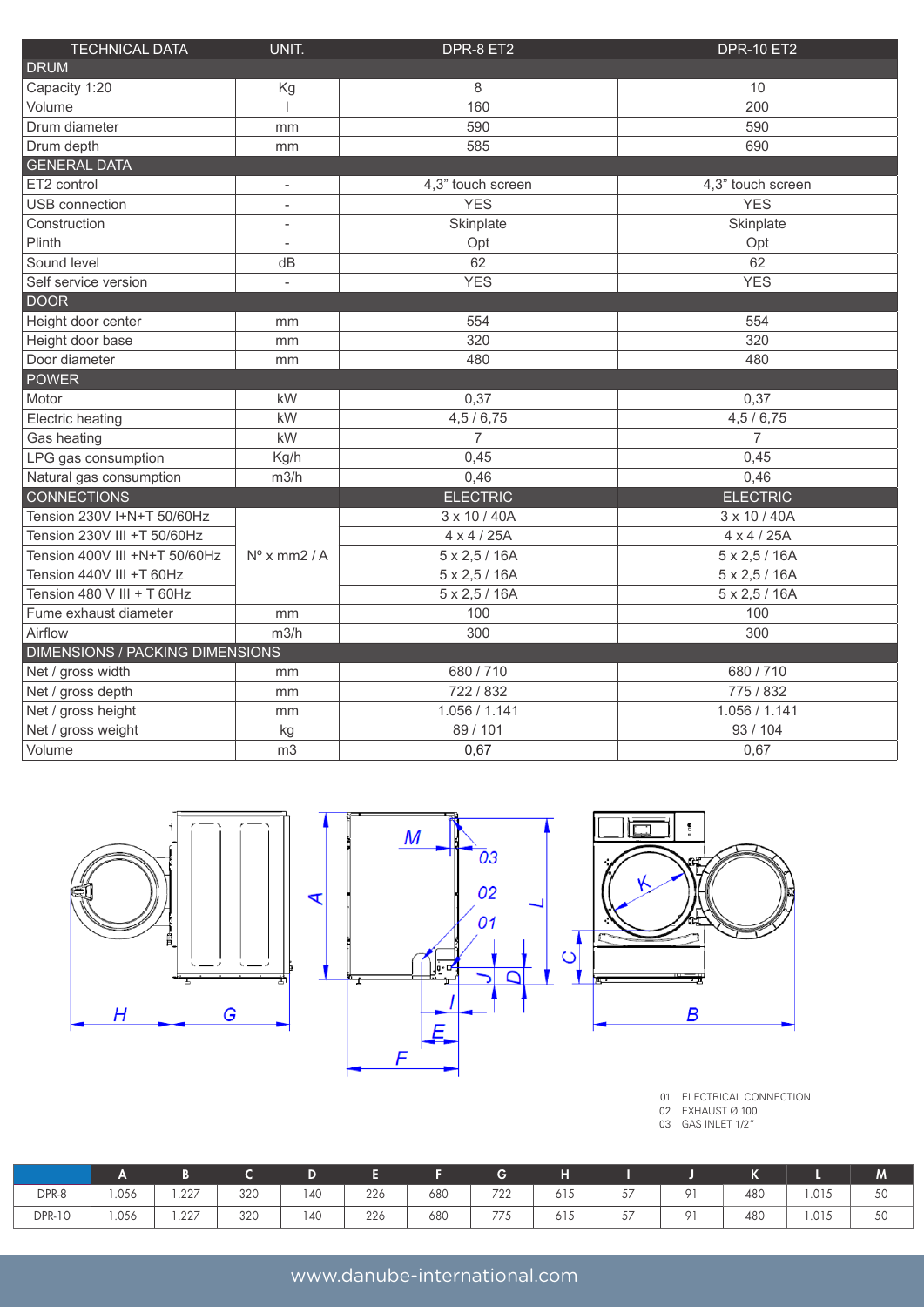| TECHNICAL DATA | UNIT. | DPR-8 ET2 | DPR-10 ET2 |
|---|---|---|---|
| DRUM | | | |
| Capacity 1:20 | Kg | 8 | 10 |
| Volume | l | 160 | 200 |
| Drum diameter | mm | 590 | 590 |
| Drum depth | mm | 585 | 690 |
| GENERAL DATA | | | |
| ET2 control | - | 4,3" touch screen | 4,3" touch screen |
| USB connection | - | YES | YES |
| Construction | - | Skinplate | Skinplate |
| Plinth | - | Opt | Opt |
| Sound level | dB | 62 | 62 |
| Self service version | - | YES | YES |
| DOOR | | | |
| Height door center | mm | 554 | 554 |
| Height door base | mm | 320 | 320 |
| Door diameter | mm | 480 | 480 |
| POWER | | | |
| Motor | kW | 0,37 | 0,37 |
| Electric heating | kW | 4,5 / 6,75 | 4,5 / 6,75 |
| Gas heating | kW | 7 | 7 |
| LPG gas consumption | Kg/h | 0,45 | 0,45 |
| Natural gas consumption | m3/h | 0,46 | 0,46 |
| CONNECTIONS | | ELECTRIC | ELECTRIC |
| Tension 230V I+N+T 50/60Hz | Nº x mm2 / A | 3 x 10 / 40A | 3 x 10 / 40A |
| Tension 230V III +T 50/60Hz | Nº x mm2 / A | 4 x 4 / 25A | 4 x 4 / 25A |
| Tension 400V III +N+T 50/60Hz | Nº x mm2 / A | 5 x 2,5 / 16A | 5 x 2,5 / 16A |
| Tension 440V III +T 60Hz | Nº x mm2 / A | 5 x 2,5 / 16A | 5 x 2,5 / 16A |
| Tension 480 V III + T 60Hz | Nº x mm2 / A | 5 x 2,5 / 16A | 5 x 2,5 / 16A |
| Fume exhaust diameter | mm | 100 | 100 |
| Airflow | m3/h | 300 | 300 |
| DIMENSIONS / PACKING DIMENSIONS | | | |
| Net / gross width | mm | 680 / 710 | 680 / 710 |
| Net / gross depth | mm | 722 / 832 | 775 / 832 |
| Net / gross height | mm | 1.056 / 1.141 | 1.056 / 1.141 |
| Net / gross weight | kg | 89 / 101 | 93 / 104 |
| Volume | m3 | 0,67 | 0,67 |

H
G
A
M
03
02
01
L
J
D
I
E
F
K
C
B

01 ELECTRICAL CONNECTION
02 EXHAUST Ø 100
03 GAS INLET 1/2"

| | A | B | C | D | E | F | G | H | I | J | K | L | M |
|---|---|---|---|---|---|---|---|---|---|---|---|---|---|
| DPR-8 | 1.056 | 1.227 | 320 | 140 | 226 | 680 | 722 | 615 | 57 | 91 | 480 | 1.015 | 50 |
| DPR-10 | 1.056 | 1.227 | 320 | 140 | 226 | 680 | 775 | 615 | 57 | 91 | 480 | 1.015 | 50 |

www.danube-international.com